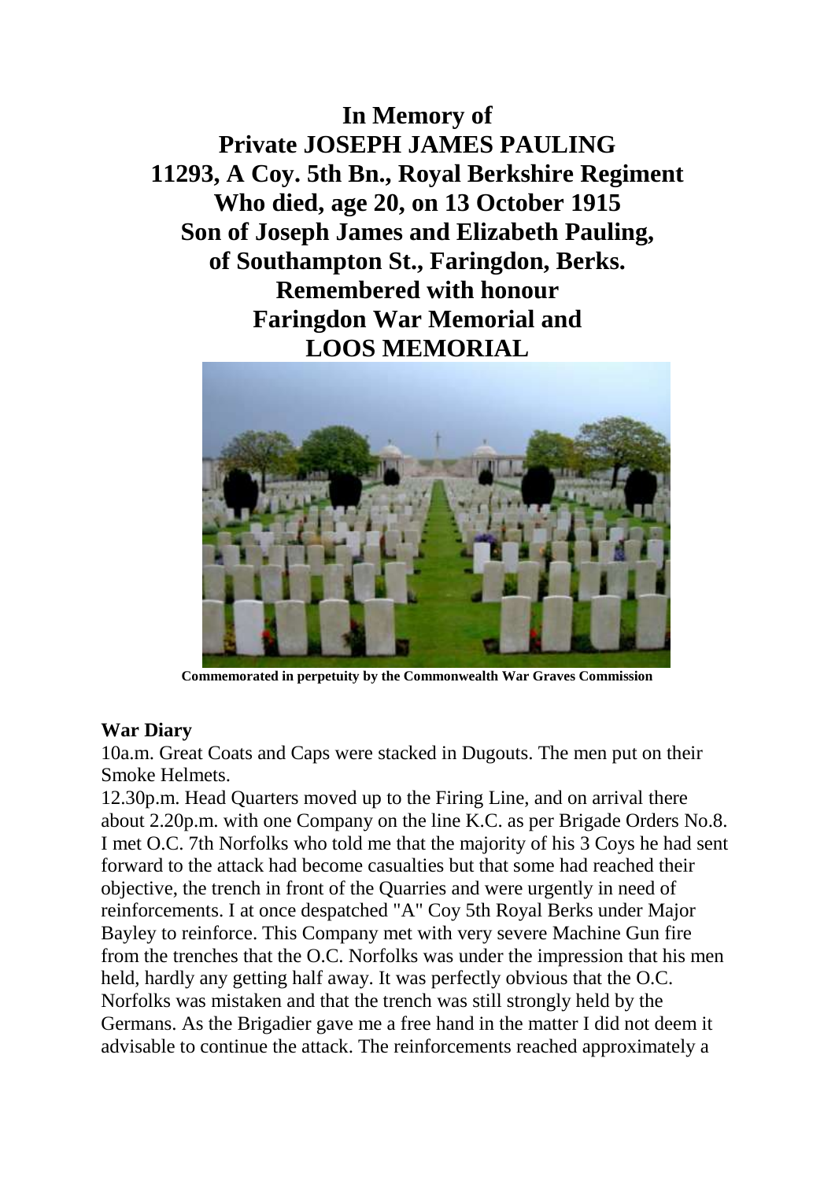# In Memory of
# Private JOSEPH JAMES PAULING
# 11293, A Coy. 5th Bn., Royal Berkshire Regiment
# Who died, age 20, on 13 October 1915
# Son of Joseph James and Elizabeth Pauling, of Southampton St., Faringdon, Berks.
# Remembered with honour
# Faringdon War Memorial and
# LOOS MEMORIAL

**Commemorated in perpetuity by the Commonwealth War Graves Commission**

**War Diary**

10a.m. Great Coats and Caps were stacked in Dugouts. The men put on their Smoke Helmets.

12.30p.m. Head Quarters moved up to the Firing Line, and on arrival there about 2.20p.m. with one Company on the line K.C. as per Brigade Orders No.8. I met O.C. 7th Norfolks who told me that the majority of his 3 Coys he had sent forward to the attack had become casualties but that some had reached their objective, the trench in front of the Quarries and were urgently in need of reinforcements. I at once despatched "A" Coy 5th Royal Berks under Major Bayley to reinforce. This Company met with very severe Machine Gun fire from the trenches that the O.C. Norfolks was under the impression that his men held, hardly any getting half away. It was perfectly obvious that the O.C. Norfolks was mistaken and that the trench was still strongly held by the Germans. As the Brigadier gave me a free hand in the matter I did not deem it advisable to continue the attack. The reinforcements reached approximately a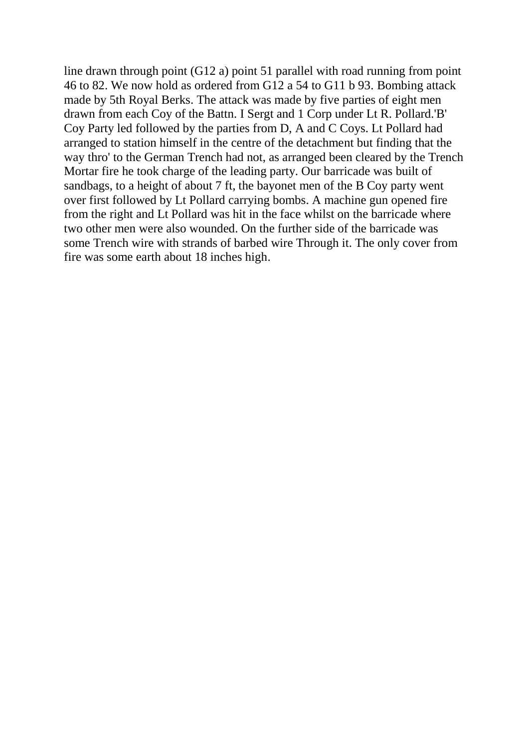line drawn through point (G12 a) point 51 parallel with road running from point 46 to 82. We now hold as ordered from G12 a 54 to G11 b 93. Bombing attack made by 5th Royal Berks. The attack was made by five parties of eight men drawn from each Coy of the Battn. I Sergt and 1 Corp under Lt R. Pollard.'B' Coy Party led followed by the parties from D, A and C Coys. Lt Pollard had arranged to station himself in the centre of the detachment but finding that the way thro' to the German Trench had not, as arranged been cleared by the Trench Mortar fire he took charge of the leading party. Our barricade was built of sandbags, to a height of about 7 ft, the bayonet men of the B Coy party went over first followed by Lt Pollard carrying bombs. A machine gun opened fire from the right and Lt Pollard was hit in the face whilst on the barricade where two other men were also wounded. On the further side of the barricade was some Trench wire with strands of barbed wire Through it. The only cover from fire was some earth about 18 inches high.